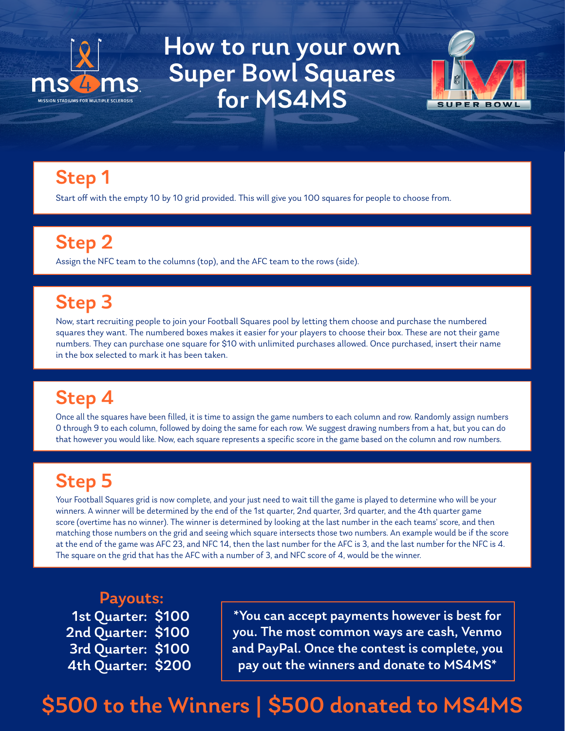ms4ms

MISSION STADIUMS FOR MULTIPLE SCLEROSIS

# How to run your own Super Bowl Squares for MS4MS

LVI SUPER BOWL

## Step 1

Start off with the empty 10 by 10 grid provided. This will give you 100 squares for people to choose from.

## Step 2

Assign the NFC team to the columns (top), and the AFC team to the rows (side).

## Step 3

Now, start recruiting people to join your Football Squares pool by letting them choose and purchase the numbered squares they want. The numbered boxes makes it easier for your players to choose their box. These are not their game numbers. They can purchase one square for $10 with unlimited purchases allowed. Once purchased, insert their name in the box selected to mark it has been taken.

## Step 4

Once all the squares have been filled, it is time to assign the game numbers to each column and row. Randomly assign numbers 0 through 9 to each column, followed by doing the same for each row. We suggest drawing numbers from a hat, but you can do that however you would like. Now, each square represents a specific score in the game based on the column and row numbers.

## Step 5

Your Football Squares grid is now complete, and your just need to wait till the game is played to determine who will be your winners. A winner will be determined by the end of the 1st quarter, 2nd quarter, 3rd quarter, and the 4th quarter game score (overtime has no winner). The winner is determined by looking at the last number in the each teams' score, and then matching those numbers on the grid and seeing which square intersects those two numbers. An example would be if the score at the end of the game was AFC 23, and NFC 14, then the last number for the AFC is 3, and the last number for the NFC is 4. The square on the grid that has the AFC with a number of 3, and NFC score of 4, would be the winner.

## Payouts:

**1st Quarter: $100**
**2nd Quarter: $100**
**3rd Quarter: $100**
**4th Quarter: $200**

**\*You can accept payments however is best for you. The most common ways are cash, Venmo and PayPal. Once the contest is complete, you pay out the winners and donate to MS4MS\***

## $500 to the Winners | $500 donated to MS4MS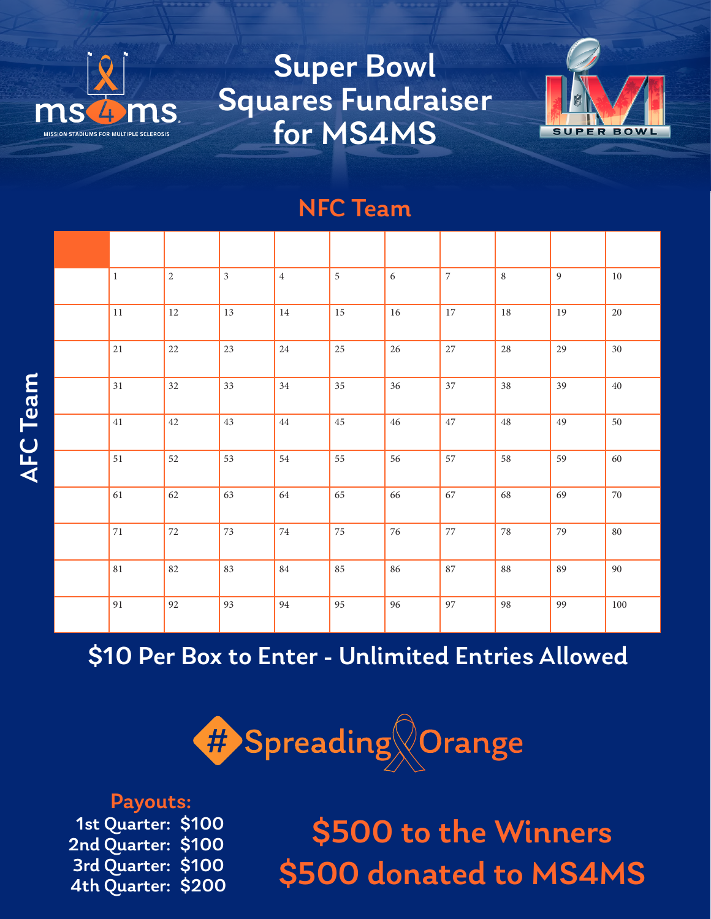# Super Bowl Squares Fundraiser for MS4MS

ms4ms

MISSION STADIUMS FOR MULTIPLE SCLEROSIS

LVI SUPER BOWL

## NFC Team

AFC Team

| | | | | | | | | | | |
|---|---|---|---|---|---|---|---|---|---|---|
| | | | | | | | | | | |
| | 1 | 2 | 3 | 4 | 5 | 6 | 7 | 8 | 9 | 10 |
| | 11 | 12 | 13 | 14 | 15 | 16 | 17 | 18 | 19 | 20 |
| | 21 | 22 | 23 | 24 | 25 | 26 | 27 | 28 | 29 | 30 |
| | 31 | 32 | 33 | 34 | 35 | 36 | 37 | 38 | 39 | 40 |
| | 41 | 42 | 43 | 44 | 45 | 46 | 47 | 48 | 49 | 50 |
| | 51 | 52 | 53 | 54 | 55 | 56 | 57 | 58 | 59 | 60 |
| | 61 | 62 | 63 | 64 | 65 | 66 | 67 | 68 | 69 | 70 |
| | 71 | 72 | 73 | 74 | 75 | 76 | 77 | 78 | 79 | 80 |
| | 81 | 82 | 83 | 84 | 85 | 86 | 87 | 88 | 89 | 90 |
| | 91 | 92 | 93 | 94 | 95 | 96 | 97 | 98 | 99 | 100 |

## $10 Per Box to Enter - Unlimited Entries Allowed

#SpreadingOrange

**Payouts:**

1st Quarter: $100
2nd Quarter: $100
3rd Quarter: $100
4th Quarter: $200

## $500 to the Winners
## $500 donated to MS4MS